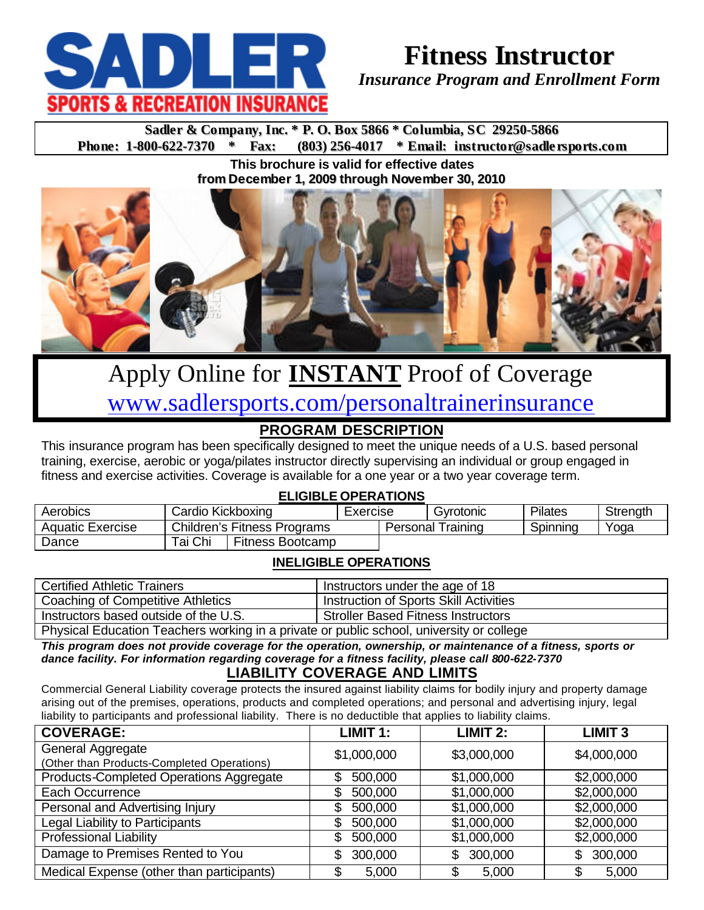# SADLER

**SPORTS & RECREATION INSURANCE**

# Fitness Instructor

*Insurance Program and Enrollment Form*

**Sadler & Company, Inc. * P. O. Box 5866 * Columbia, SC 29250-5866**
**Phone: 1-800-622-7370 * Fax: (803) 256-4017 * Email: instructor@sadlersports.com**

**This brochure is valid for effective dates from December 1, 2009 through November 30, 2010**

## Apply Online for **INSTANT** Proof of Coverage

www.sadlersports.com/personaltrainerinsurance

## PROGRAM DESCRIPTION

This insurance program has been specifically designed to meet the unique needs of a U.S. based personal training, exercise, aerobic or yoga/pilates instructor directly supervising an individual or group engaged in fitness and exercise activities. Coverage is available for a one year or a two year coverage term.

### ELIGIBLE OPERATIONS

| | | | | | |
|---|---|---|---|---|---|
| Aerobics | Cardio Kickboxing | Exercise | Gyrotonic | Pilates | Strength |
| Aquatic Exercise | Children's Fitness Programs | | Personal Training | Spinning | Yoga |
| Dance | Tai Chi | Fitness Bootcamp | | | |

### INELIGIBLE OPERATIONS

| | |
|---|---|
| Certified Athletic Trainers | Instructors under the age of 18 |
| Coaching of Competitive Athletics | Instruction of Sports Skill Activities |
| Instructors based outside of the U.S. | Stroller Based Fitness Instructors |
| Physical Education Teachers working in a private or public school, university or college | |

***This program does not provide coverage for the operation, ownership, or maintenance of a fitness, sports or dance facility. For information regarding coverage for a fitness facility, please call 800-622-7370***

## LIABILITY COVERAGE AND LIMITS

Commercial General Liability coverage protects the insured against liability claims for bodily injury and property damage arising out of the premises, operations, products and completed operations; and personal and advertising injury, legal liability to participants and professional liability. There is no deductible that applies to liability claims.

| COVERAGE: | LIMIT 1: | LIMIT 2: | LIMIT 3 |
|---|---|---|---|
| General Aggregate (Other than Products-Completed Operations) | $1,000,000 | $3,000,000 | $4,000,000 |
| Products-Completed Operations Aggregate | $ 500,000 | $1,000,000 | $2,000,000 |
| Each Occurrence | $ 500,000 | $1,000,000 | $2,000,000 |
| Personal and Advertising Injury | $ 500,000 | $1,000,000 | $2,000,000 |
| Legal Liability to Participants | $ 500,000 | $1,000,000 | $2,000,000 |
| Professional Liability | $ 500,000 | $1,000,000 | $2,000,000 |
| Damage to Premises Rented to You | $ 300,000 | $ 300,000 | $ 300,000 |
| Medical Expense (other than participants) | $ 5,000 | $ 5,000 | $ 5,000 |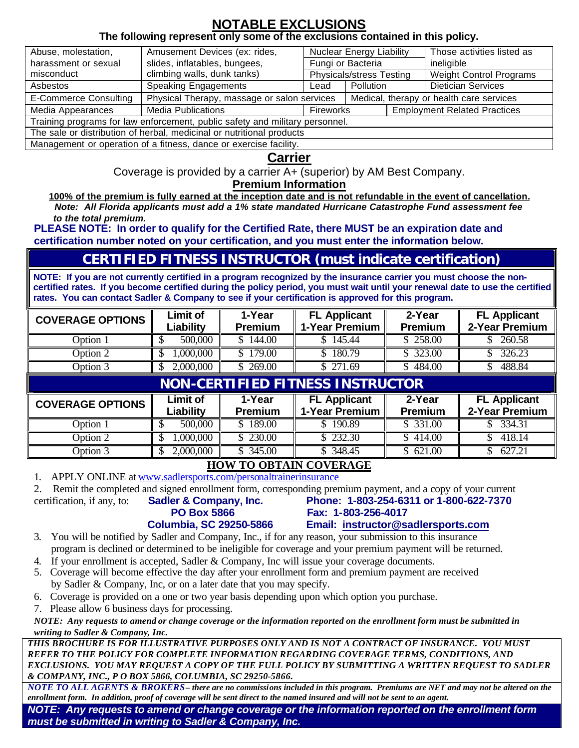# NOTABLE EXCLUSIONS

**The following represent only some of the exclusions contained in this policy.**

| | | | |
|---|---|---|---|
| Abuse, molestation, harassment or sexual misconduct | Amusement Devices (ex: rides, slides, inflatables, bungees, climbing walls, dunk tanks) | Nuclear Energy Liability<br>Fungi or Bacteria<br>Physicals/stress Testing | Those activities listed as ineligible<br>Weight Control Programs |
| Asbestos | Speaking Engagements | Lead / Pollution | Dietician Services |
| E-Commerce Consulting | Physical Therapy, massage or salon services | Medical, therapy or health care services | |
| Media Appearances | Media Publications | Fireworks | Employment Related Practices |
| Training programs for law enforcement, public safety and military personnel. | | | |
| The sale or distribution of herbal, medicinal or nutritional products | | | |
| Management or operation of a fitness, dance or exercise facility. | | | |

## Carrier

Coverage is provided by a carrier A+ (superior) by AM Best Company.

### Premium Information

**100% of the premium is fully earned at the inception date and is not refundable in the event of cancellation.**

***Note: All Florida applicants must add a 1% state mandated Hurricane Catastrophe Fund assessment fee to the total premium.***

**PLEASE NOTE: In order to qualify for the Certified Rate, there MUST be an expiration date and certification number noted on your certification, and you must enter the information below.**

## CERTIFIED FITNESS INSTRUCTOR (must indicate certification)

**NOTE: If you are not currently certified in a program recognized by the insurance carrier you must choose the non-certified rates. If you become certified during the policy period, you must wait until your renewal date to use the certified rates. You can contact Sadler & Company to see if your certification is approved for this program.**

| COVERAGE OPTIONS | Limit of Liability | 1-Year Premium | FL Applicant 1-Year Premium | 2-Year Premium | FL Applicant 2-Year Premium |
|---|---|---|---|---|---|
| Option 1 | $ 500,000 | $ 144.00 | $ 145.44 | $ 258.00 | $ 260.58 |
| Option 2 | $ 1,000,000 | $ 179.00 | $ 180.79 | $ 323.00 | $ 326.23 |
| Option 3 | $ 2,000,000 | $ 269.00 | $ 271.69 | $ 484.00 | $ 488.84 |

## NON-CERTIFIED FITNESS INSTRUCTOR

| COVERAGE OPTIONS | Limit of Liability | 1-Year Premium | FL Applicant 1-Year Premium | 2-Year Premium | FL Applicant 2-Year Premium |
|---|---|---|---|---|---|
| Option 1 | $ 500,000 | $ 189.00 | $ 190.89 | $ 331.00 | $ 334.31 |
| Option 2 | $ 1,000,000 | $ 230.00 | $ 232.30 | $ 414.00 | $ 418.14 |
| Option 3 | $ 2,000,000 | $ 345.00 | $ 348.45 | $ 621.00 | $ 627.21 |

## HOW TO OBTAIN COVERAGE

1. APPLY ONLINE at www.sadlersports.com/personaltrainerinsurance
2. Remit the completed and signed enrollment form, corresponding premium payment, and a copy of your current certification, if any, to: **Sadler & Company, Inc., PO Box 5866, Columbia, SC 29250-5866** — **Phone: 1-803-254-6311 or 1-800-622-7370; Fax: 1-803-256-4017; Email: instructor@sadlersports.com**
3. You will be notified by Sadler and Company, Inc., if for any reason, your submission to this insurance program is declined or determined to be ineligible for coverage and your premium payment will be returned.
4. If your enrollment is accepted, Sadler & Company, Inc will issue your coverage documents.
5. Coverage will become effective the day after your enrollment form and premium payment are received by Sadler & Company, Inc, or on a later date that you may specify.
6. Coverage is provided on a one or two year basis depending upon which option you purchase.
7. Please allow 6 business days for processing.

***NOTE: Any requests to amend or change coverage or the information reported on the enrollment form must be submitted in writing to Sadler & Company, Inc.***

***THIS BROCHURE IS FOR ILLUSTRATIVE PURPOSES ONLY AND IS NOT A CONTRACT OF INSURANCE. YOU MUST REFER TO THE POLICY FOR COMPLETE INFORMATION REGARDING COVERAGE TERMS, CONDITIONS, AND EXCLUSIONS. YOU MAY REQUEST A COPY OF THE FULL POLICY BY SUBMITTING A WRITTEN REQUEST TO SADLER & COMPANY, INC., P O BOX 5866, COLUMBIA, SC 29250-5866.***

***NOTE TO ALL AGENTS & BROKERS – there are no commissions included in this program. Premiums are NET and may not be altered on the enrollment form. In addition, proof of coverage will be sent direct to the named insured and will not be sent to an agent.***

***NOTE: Any requests to amend or change coverage or the information reported on the enrollment form must be submitted in writing to Sadler & Company, Inc.***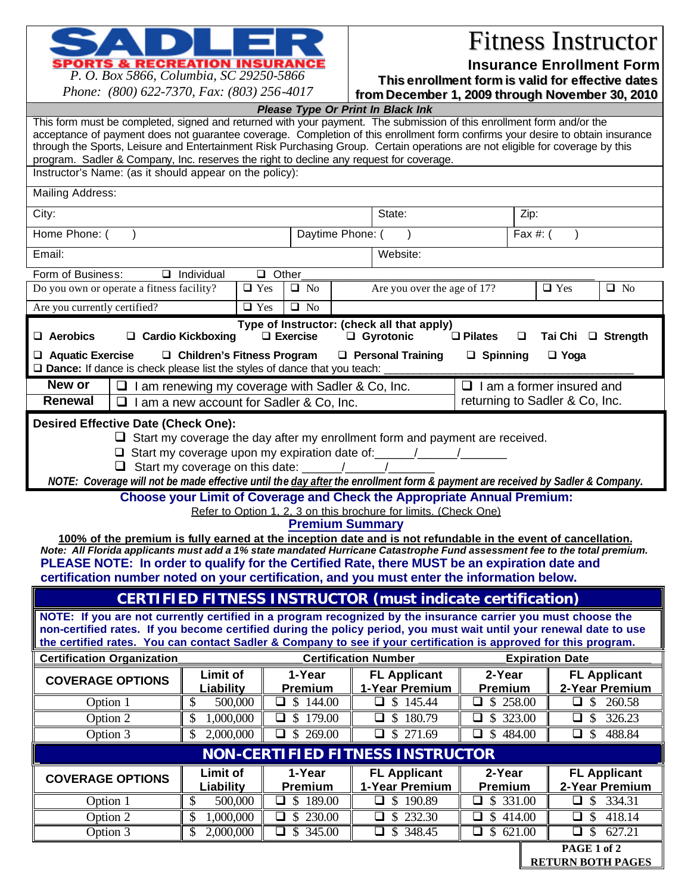**SADLER**

**SPORTS & RECREATION INSURANCE**

*P. O. Box 5866, Columbia, SC 29250-5866*

*Phone: (800) 622-7370, Fax: (803) 256-4017*

# Fitness Instructor

## Insurance Enrollment Form

**This enrollment form is valid for effective dates from December 1, 2009 through November 30, 2010**

***Please Type Or Print In Black Ink***

This form must be completed, signed and returned with your payment. The submission of this enrollment form and/or the acceptance of payment does not guarantee coverage. Completion of this enrollment form confirms your desire to obtain insurance through the Sports, Leisure and Entertainment Risk Purchasing Group. Certain operations are not eligible for coverage by this program. Sadler & Company, Inc. reserves the right to decline any request for coverage.

Instructor's Name: (as it should appear on the policy):

Mailing Address:

City: State: Zip:

Home Phone: (   ) Daytime Phone: (   ) Fax #: (   )

Email: Website:

Form of Business: ❑ Individual ❑ Other\_\_\_\_\_\_\_\_\_\_\_\_\_\_\_\_\_\_\_\_\_\_\_\_

Do you own or operate a fitness facility? ❑ Yes ❑ No Are you over the age of 17? ❑ Yes ❑ No

Are you currently certified? ❑ Yes ❑ No

**Type of Instructor: (check all that apply)**

❑ **Aerobics** ❑ **Cardio Kickboxing** ❑ **Exercise** ❑ **Gyrotonic** ❑ **Pilates** ❑ **Tai Chi** ❑ **Strength**

❑ **Aquatic Exercise** ❑ **Children's Fitness Program** ❑ **Personal Training** ❑ **Spinning** ❑ **Yoga**

❑ **Dance:** If dance is check please list the styles of dance that you teach: \_\_\_\_\_\_\_\_\_\_\_\_\_\_\_\_\_\_\_\_\_\_\_\_

| **New or Renewal** | ❑ I am renewing my coverage with Sadler & Co, Inc. | ❑ I am a former insured and returning to Sadler & Co, Inc. |
|---|---|---|
| | ❑ I am a new account for Sadler & Co, Inc. | |

**Desired Effective Date (Check One):**

❑ Start my coverage the day after my enrollment form and payment are received.

❑ Start my coverage upon my expiration date of:\_\_\_\_\_\_/\_\_\_\_\_\_/\_\_\_\_\_\_\_

❑ Start my coverage on this date: \_\_\_\_\_\_/\_\_\_\_\_\_/\_\_\_\_\_\_\_

***NOTE: Coverage will not be made effective until the day after the enrollment form & payment are received by Sadler & Company.***

**Choose your Limit of Coverage and Check the Appropriate Annual Premium:**

Refer to Option 1, 2, 3 on this brochure for limits. (Check One)

**Premium Summary**

**100% of the premium is fully earned at the inception date and is not refundable in the event of cancellation.**

***Note: All Florida applicants must add a 1% state mandated Hurricane Catastrophe Fund assessment fee to the total premium.***

**PLEASE NOTE: In order to qualify for the Certified Rate, there MUST be an expiration date and certification number noted on your certification, and you must enter the information below.**

## CERTIFIED FITNESS INSTRUCTOR (must indicate certification)

**NOTE: If you are not currently certified in a program recognized by the insurance carrier you must choose the non-certified rates. If you become certified during the policy period, you must wait until your renewal date to use the certified rates. You can contact Sadler & Company to see if your certification is approved for this program.**

**Certification Organization**\_\_\_\_\_\_\_\_\_\_\_\_ **Certification Number**\_\_\_\_\_\_\_\_\_\_\_\_ **Expiration Date**\_\_\_\_\_\_\_\_\_\_\_\_

| COVERAGE OPTIONS | Limit of Liability | 1-Year Premium | FL Applicant 1-Year Premium | 2-Year Premium | FL Applicant 2-Year Premium |
|---|---|---|---|---|---|
| Option 1 | $ 500,000 | ❑ $ 144.00 | ❑ $ 145.44 | ❑ $ 258.00 | ❑ $ 260.58 |
| Option 2 | $ 1,000,000 | ❑ $ 179.00 | ❑ $ 180.79 | ❑ $ 323.00 | ❑ $ 326.23 |
| Option 3 | $ 2,000,000 | ❑ $ 269.00 | ❑ $ 271.69 | ❑ $ 484.00 | ❑ $ 488.84 |

## NON-CERTIFIED FITNESS INSTRUCTOR

| COVERAGE OPTIONS | Limit of Liability | 1-Year Premium | FL Applicant 1-Year Premium | 2-Year Premium | FL Applicant 2-Year Premium |
|---|---|---|---|---|---|
| Option 1 | $ 500,000 | ❑ $ 189.00 | ❑ $ 190.89 | ❑ $ 331.00 | ❑ $ 334.31 |
| Option 2 | $ 1,000,000 | ❑ $ 230.00 | ❑ $ 232.30 | ❑ $ 414.00 | ❑ $ 418.14 |
| Option 3 | $ 2,000,000 | ❑ $ 345.00 | ❑ $ 348.45 | ❑ $ 621.00 | ❑ $ 627.21 |

**PAGE 1 of 2**
**RETURN BOTH PAGES**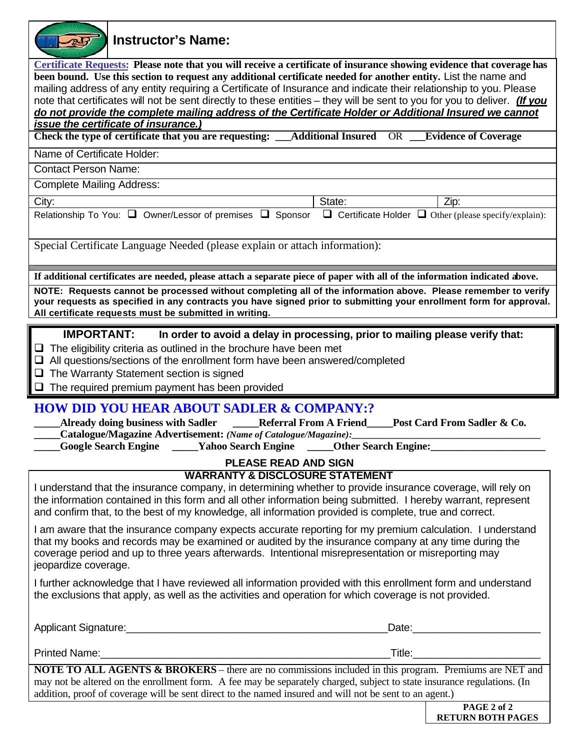**Instructor's Name:**

**Certificate Requests:** **Please note that you will receive a certificate of insurance showing evidence that coverage has been bound. Use this section to request any additional certificate needed for another entity.** List the name and mailing address of any entity requiring a Certificate of Insurance and indicate their relationship to you. Please note that certificates will not be sent directly to these entities – they will be sent to you for you to deliver. ***(If you do not provide the complete mailing address of the Certificate Holder or Additional Insured we cannot issue the certificate of insurance.)***

**Check the type of certificate that you are requesting: \_\_\_Additional Insured** OR **\_\_\_Evidence of Coverage**

Name of Certificate Holder:

Contact Person Name:

Complete Mailing Address:

| City: | State: | Zip: |
|---|---|---|

Relationship To You: ☐ Owner/Lessor of premises ☐ Sponsor ☐ Certificate Holder ☐ Other (please specify/explain):

Special Certificate Language Needed (please explain or attach information):

**If additional certificates are needed, please attach a separate piece of paper with all of the information indicated above.**

**NOTE: Requests cannot be processed without completing all of the information above. Please remember to verify your requests as specified in any contracts you have signed prior to submitting your enrollment form for approval. All certificate requests must be submitted in writing.**

**IMPORTANT: In order to avoid a delay in processing, prior to mailing please verify that:**

- ☐ The eligibility criteria as outlined in the brochure have been met
- ☐ All questions/sections of the enrollment form have been answered/completed
- ☐ The Warranty Statement section is signed
- ☐ The required premium payment has been provided

## HOW DID YOU HEAR ABOUT SADLER & COMPANY:?

**\_\_\_\_\_Already doing business with Sadler** **\_\_\_\_\_Referral From A Friend** **\_\_\_\_\_Post Card From Sadler & Co.**

**\_\_\_\_\_Catalogue/Magazine Advertisement:** ***(Name of Catalogue/Magazine):\_\_\_\_\_\_\_\_\_\_\_\_\_\_\_\_\_\_\_\_\_\_\_\_\_\_\_\_\_\_\_\_\_\_\_\_***

**\_\_\_\_\_Google Search Engine** **\_\_\_\_\_Yahoo Search Engine** **\_\_\_\_\_Other Search Engine:\_\_\_\_\_\_\_\_\_\_\_\_\_\_\_\_\_\_\_\_\_**

### PLEASE READ AND SIGN

### WARRANTY & DISCLOSURE STATEMENT

I understand that the insurance company, in determining whether to provide insurance coverage, will rely on the information contained in this form and all other information being submitted. I hereby warrant, represent and confirm that, to the best of my knowledge, all information provided is complete, true and correct.

I am aware that the insurance company expects accurate reporting for my premium calculation. I understand that my books and records may be examined or audited by the insurance company at any time during the coverage period and up to three years afterwards. Intentional misrepresentation or misreporting may jeopardize coverage.

I further acknowledge that I have reviewed all information provided with this enrollment form and understand the exclusions that apply, as well as the activities and operation for which coverage is not provided.

Applicant Signature:\_\_\_\_\_\_\_\_\_\_\_\_\_\_\_\_\_\_\_\_\_\_\_\_\_\_\_\_\_\_\_\_\_\_\_\_\_\_\_\_\_\_\_\_\_\_ Date:\_\_\_\_\_\_\_\_\_\_\_\_\_\_\_\_\_\_\_\_\_\_

Printed Name:\_\_\_\_\_\_\_\_\_\_\_\_\_\_\_\_\_\_\_\_\_\_\_\_\_\_\_\_\_\_\_\_\_\_\_\_\_\_\_\_\_\_\_\_\_\_\_\_\_\_\_ Title:\_\_\_\_\_\_\_\_\_\_\_\_\_\_\_\_\_\_\_\_\_\_

**NOTE TO ALL AGENTS & BROKERS** – there are no commissions included in this program. Premiums are NET and may not be altered on the enrollment form. A fee may be separately charged, subject to state insurance regulations. (In addition, proof of coverage will be sent direct to the named insured and will not be sent to an agent.)

**RETURN BOTH PAGES**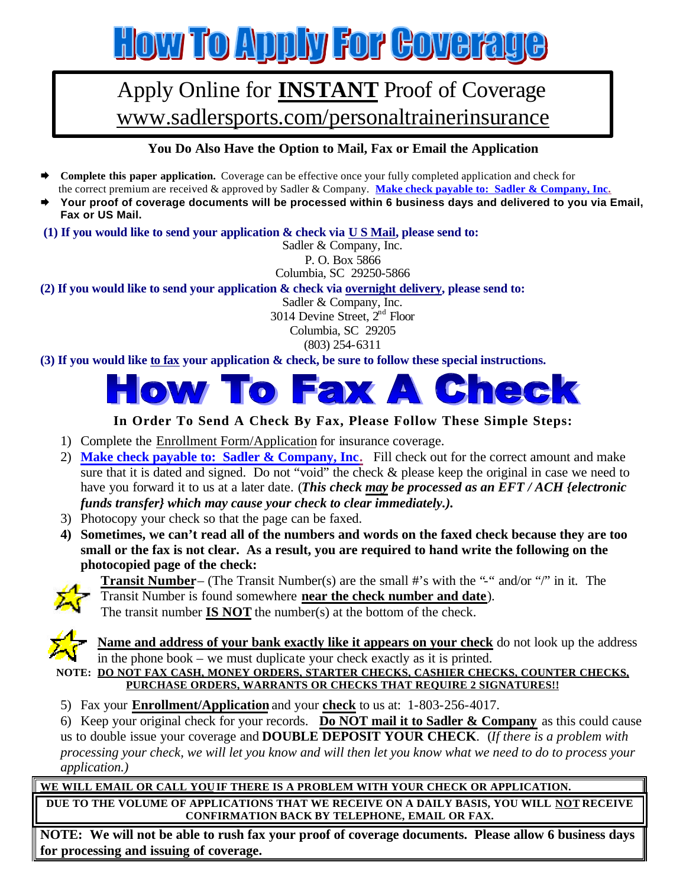# How To Apply For Coverage

**Apply Online for INSTANT Proof of Coverage**
**www.sadlersports.com/personaltrainerinsurance**

**You Do Also Have the Option to Mail, Fax or Email the Application**

- **Complete this paper application.** Coverage can be effective once your fully completed application and check for the correct premium are received & approved by Sadler & Company. **Make check payable to: Sadler & Company, Inc.**
- **Your proof of coverage documents will be processed within 6 business days and delivered to you via Email, Fax or US Mail.**

**(1) If you would like to send your application & check via U S Mail, please send to:**

Sadler & Company, Inc.
P. O. Box 5866
Columbia, SC 29250-5866

**(2) If you would like to send your application & check via overnight delivery, please send to:**

Sadler & Company, Inc.
3014 Devine Street, 2nd Floor
Columbia, SC 29205
(803) 254-6311

**(3) If you would like to fax your application & check, be sure to follow these special instructions.**

# How To Fax A Check

**In Order To Send A Check By Fax, Please Follow These Simple Steps:**

1) Complete the Enrollment Form/Application for insurance coverage.
2) **Make check payable to: Sadler & Company, Inc.** Fill check out for the correct amount and make sure that it is dated and signed. Do not "void" the check & please keep the original in case we need to have you forward it to us at a later date. (***This check may be processed as an EFT / ACH {electronic funds transfer} which may cause your check to clear immediately.).***
3) Photocopy your check so that the page can be faxed.
4) **Sometimes, we can't read all of the numbers and words on the faxed check because they are too small or the fax is not clear. As a result, you are required to hand write the following on the photocopied page of the check:**
   - **Transit Number** – (The Transit Number(s) are the small #'s with the "-" and/or "/" in it. The Transit Number is found somewhere **near the check number and date**). The transit number **IS NOT** the number(s) at the bottom of the check.
   - **Name and address of your bank exactly like it appears on your check** do not look up the address in the phone book – we must duplicate your check exactly as it is printed.

**NOTE: DO NOT FAX CASH, MONEY ORDERS, STARTER CHECKS, CASHIER CHECKS, COUNTER CHECKS, PURCHASE ORDERS, WARRANTS OR CHECKS THAT REQUIRE 2 SIGNATURES!!**

5) Fax your **Enrollment/Application** and your **check** to us at: 1-803-256-4017.
6) Keep your original check for your records. **Do NOT mail it to Sadler & Company** as this could cause us to double issue your coverage and **DOUBLE DEPOSIT YOUR CHECK**. (*If there is a problem with processing your check, we will let you know and will then let you know what we need to do to process your application.)*

**WE WILL EMAIL OR CALL YOU IF THERE IS A PROBLEM WITH YOUR CHECK OR APPLICATION.**

**DUE TO THE VOLUME OF APPLICATIONS THAT WE RECEIVE ON A DAILY BASIS, YOU WILL NOT RECEIVE CONFIRMATION BACK BY TELEPHONE, EMAIL OR FAX.**

**NOTE: We will not be able to rush fax your proof of coverage documents. Please allow 6 business days for processing and issuing of coverage.**